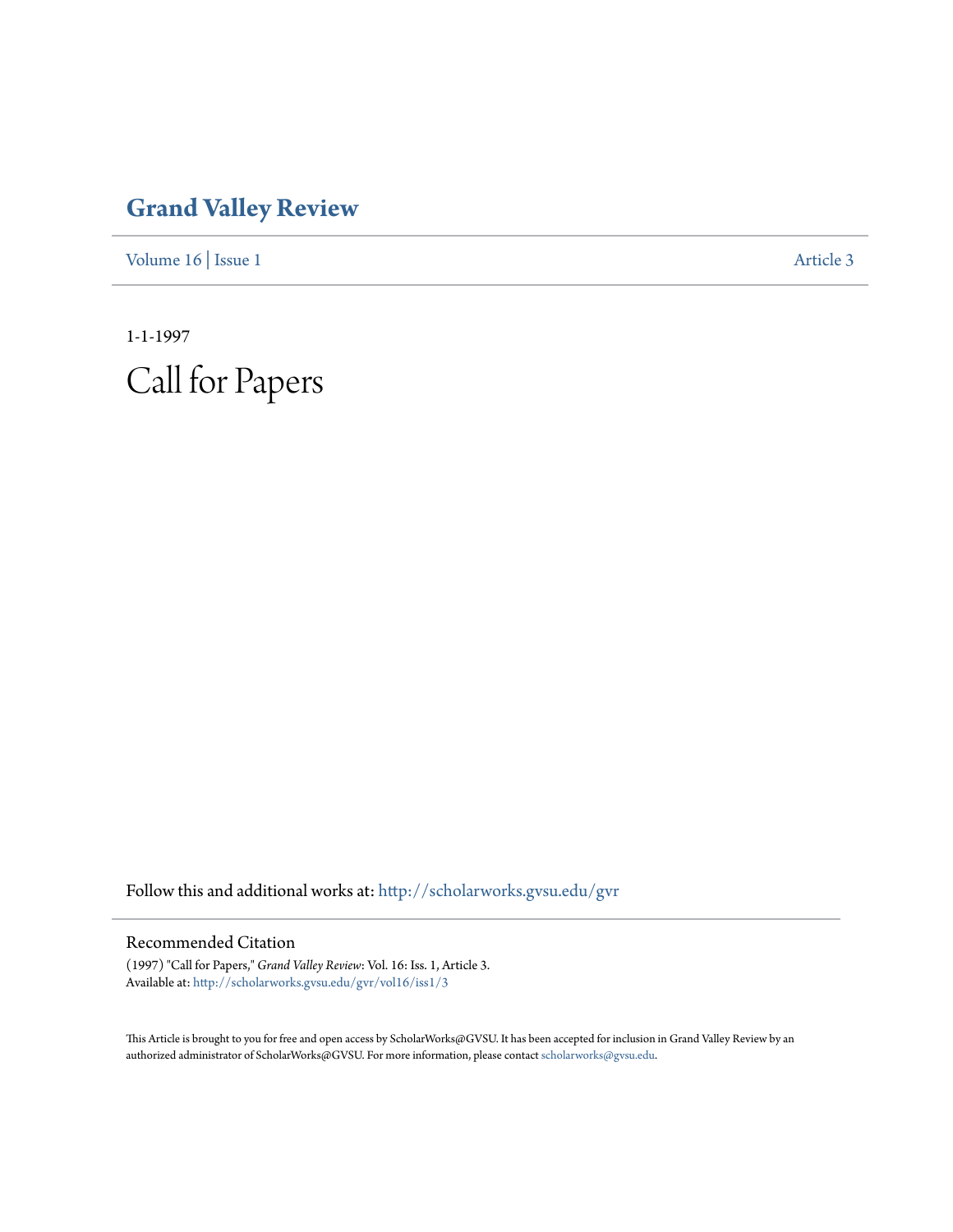# Grand Valley Review

Volume 16 | Issue 1 Article 3

1-1-1997

# Call for Papers

Follow this and additional works at: http://scholarworks.gvsu.edu/gvr

## Recommended Citation

(1997) "Call for Papers," *Grand Valley Review*: Vol. 16: Iss. 1, Article 3.
Available at: http://scholarworks.gvsu.edu/gvr/vol16/iss1/3

This Article is brought to you for free and open access by ScholarWorks@GVSU. It has been accepted for inclusion in Grand Valley Review by an authorized administrator of ScholarWorks@GVSU. For more information, please contact scholarworks@gvsu.edu.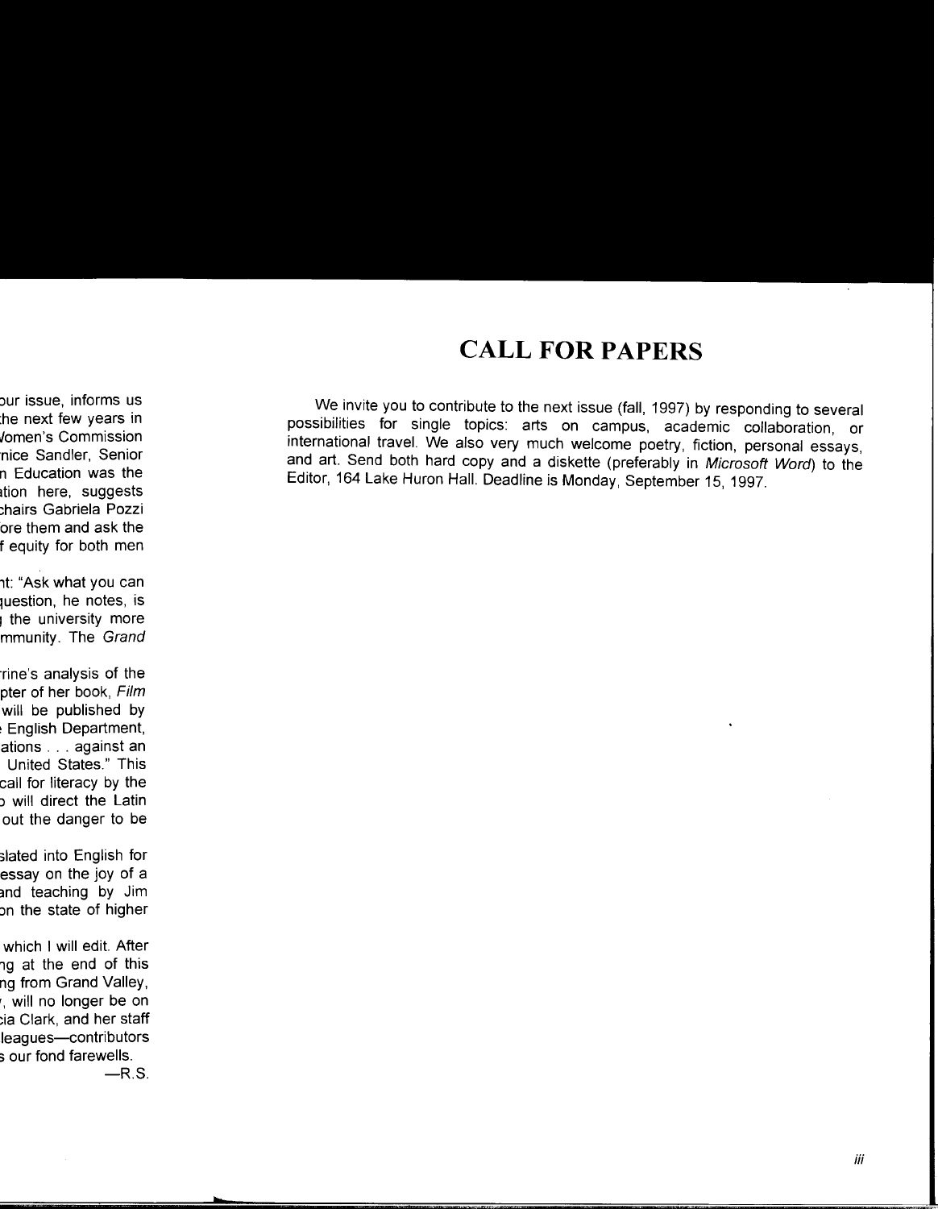# CALL FOR PAPERS

We invite you to contribute to the next issue (fall, 1997) by responding to several possibilities for single topics: arts on campus, academic collaboration, or international travel. We also very much welcome poetry, fiction, personal essays, and art. Send both hard copy and a diskette (preferably in *Microsoft Word*) to the Editor, 164 Lake Huron Hall. Deadline is Monday, September 15, 1997.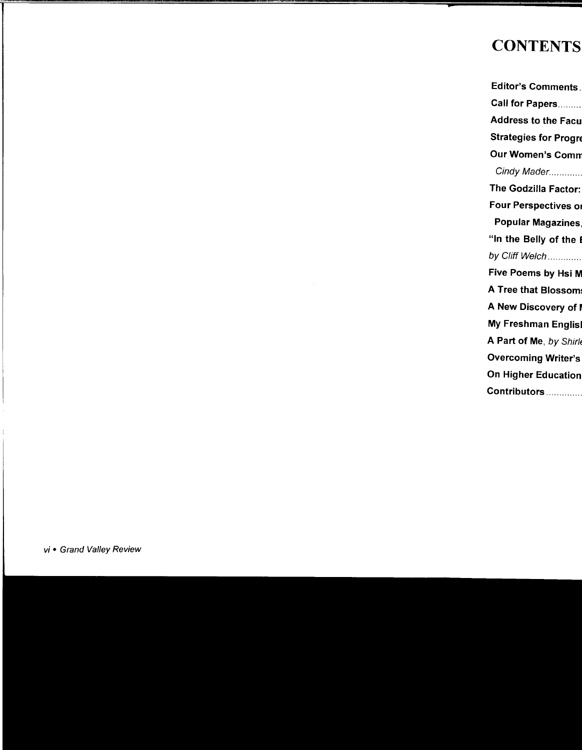# CONTENTS

**Editor's Comments**.

**Call for Papers**.........

**Address to the Facu**

**Strategies for Progr**

**Our Women's Comm**

*Cindy Mader*.............

**The Godzilla Factor:**

**Four Perspectives o**

**Popular Magazines,**

**"In the Belly of the**

*by Cliff Welch*.............

**Five Poems by Hsi M**

**A Tree that Blossom**

**A New Discovery of**

**My Freshman Englis**

**A Part of Me**, *by Shirl*

**Overcoming Writer's**

**On Higher Education**

**Contributors**..............